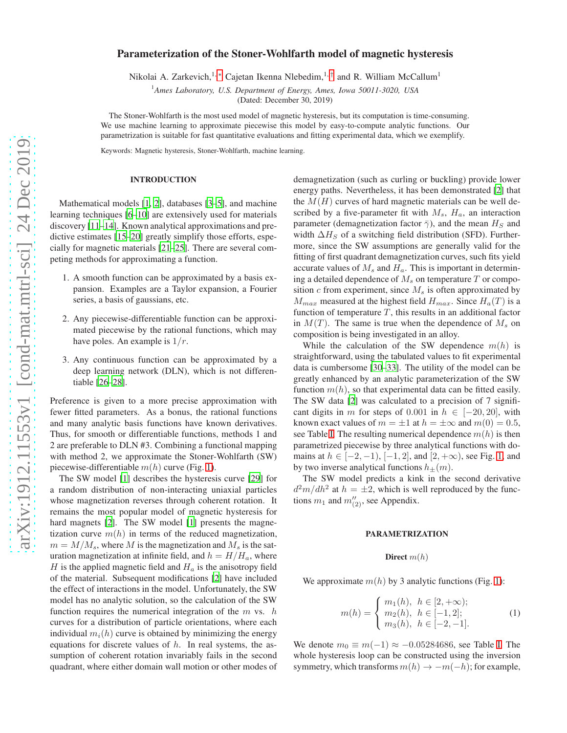# Parameterization of the Stoner-Wohlfarth model of magnetic hysteresis

Nikolai A. Zarkevich,[1,*] Cajetan Ikenna Nlebedim,[1,†] and R. William McCallum[1]

[1]*Ames Laboratory, U.S. Department of Energy, Ames, Iowa 50011-3020, USA*

(Dated: December 30, 2019)

The Stoner-Wohlfarth is the most used model of magnetic hysteresis, but its computation is time-consuming. We use machine learning to approximate piecewise this model by easy-to-compute analytic functions. Our parametrization is suitable for fast quantitative evaluations and fitting experimental data, which we exemplify.

Keywords: Magnetic hysteresis, Stoner-Wohlfarth, machine learning.

## INTRODUCTION

Mathematical models [1, 2], databases [3–5], and machine learning techniques [6–10] are extensively used for materials discovery [11–14]. Known analytical approximations and predictive estimates [15–20] greatly simplify those efforts, especially for magnetic materials [21–25]. There are several competing methods for approximating a function.

1. A smooth function can be approximated by a basis expansion. Examples are a Taylor expansion, a Fourier series, a basis of gaussians, etc.
2. Any piecewise-differentiable function can be approximated piecewise by the rational functions, which may have poles. An example is $1/r$.
3. Any continuous function can be approximated by a deep learning network (DLN), which is not differentiable [26–28].

Preference is given to a more precise approximation with fewer fitted parameters. As a bonus, the rational functions and many analytic basis functions have known derivatives. Thus, for smooth or differentiable functions, methods 1 and 2 are preferable to DLN #3. Combining a functional mapping with method 2, we approximate the Stoner-Wohlfarth (SW) piecewise-differentiable $m(h)$ curve (Fig. 1).

The SW model [1] describes the hysteresis curve [29] for a random distribution of non-interacting uniaxial particles whose magnetization reverses through coherent rotation. It remains the most popular model of magnetic hysteresis for hard magnets [2]. The SW model [1] presents the magnetization curve $m(h)$ in terms of the reduced magnetization, $m = M/M_s$, where $M$ is the magnetization and $M_s$ is the saturation magnetization at infinite field, and $h = H/H_a$, where $H$ is the applied magnetic field and $H_a$ is the anisotropy field of the material. Subsequent modifications [2] have included the effect of interactions in the model. Unfortunately, the SW model has no analytic solution, so the calculation of the SW function requires the numerical integration of the $m$ vs. $h$ curves for a distribution of particle orientations, where each individual $m_i(h)$ curve is obtained by minimizing the energy equations for discrete values of $h$. In real systems, the assumption of coherent rotation invariably fails in the second quadrant, where either domain wall motion or other modes of demagnetization (such as curling or buckling) provide lower energy paths. Nevertheless, it has been demonstrated [2] that the $M(H)$ curves of hard magnetic materials can be well described by a five-parameter fit with $M_s$, $H_a$, an interaction parameter (demagnetization factor $\bar{\gamma}$), and the mean $H_S$ and width $\Delta H_S$ of a switching field distribution (SFD). Furthermore, since the SW assumptions are generally valid for the fitting of first quadrant demagnetization curves, such fits yield accurate values of $M_s$ and $H_a$. This is important in determining a detailed dependence of $M_s$ on temperature $T$ or composition $c$ from experiment, since $M_s$ is often approximated by $M_{max}$ measured at the highest field $H_{max}$. Since $H_a(T)$ is a function of temperature $T$, this results in an additional factor in $M(T)$. The same is true when the dependence of $M_s$ on composition is being investigated in an alloy.

While the calculation of the SW dependence $m(h)$ is straightforward, using the tabulated values to fit experimental data is cumbersome [30–33]. The utility of the model can be greatly enhanced by an analytic parameterization of the SW function $m(h)$, so that experimental data can be fitted easily. The SW data [2] was calculated to a precision of 7 significant digits in $m$ for steps of 0.001 in $h \in [-20, 20]$, with known exact values of $m = \pm 1$ at $h = \pm\infty$ and $m(0) = 0.5$, see Table I. The resulting numerical dependence $m(h)$ is then parametrized piecewise by three analytical functions with domains at $h \in [-2, -1)$, $[-1, 2]$, and $[2, +\infty)$, see Fig. 1, and by two inverse analytical functions $h_{\pm}(m)$.

The SW model predicts a kink in the second derivative $d^2m/dh^2$ at $h = \pm 2$, which is well reproduced by the functions $m_1$ and $m''_{(2)}$, see Appendix.

## PARAMETRIZATION

### Direct $m(h)$

We approximate $m(h)$ by 3 analytic functions (Fig. 1):

$$m(h) = \begin{cases} m_1(h), & h \in [2, +\infty); \\ m_2(h), & h \in [-1, 2]; \\ m_3(h), & h \in [-2, -1]. \end{cases} \quad (1)$$

We denote $m_0 \equiv m(-1) \approx -0.05284686$, see Table I. The whole hysteresis loop can be constructed using the inversion symmetry, which transforms $m(h) \to -m(-h)$; for example,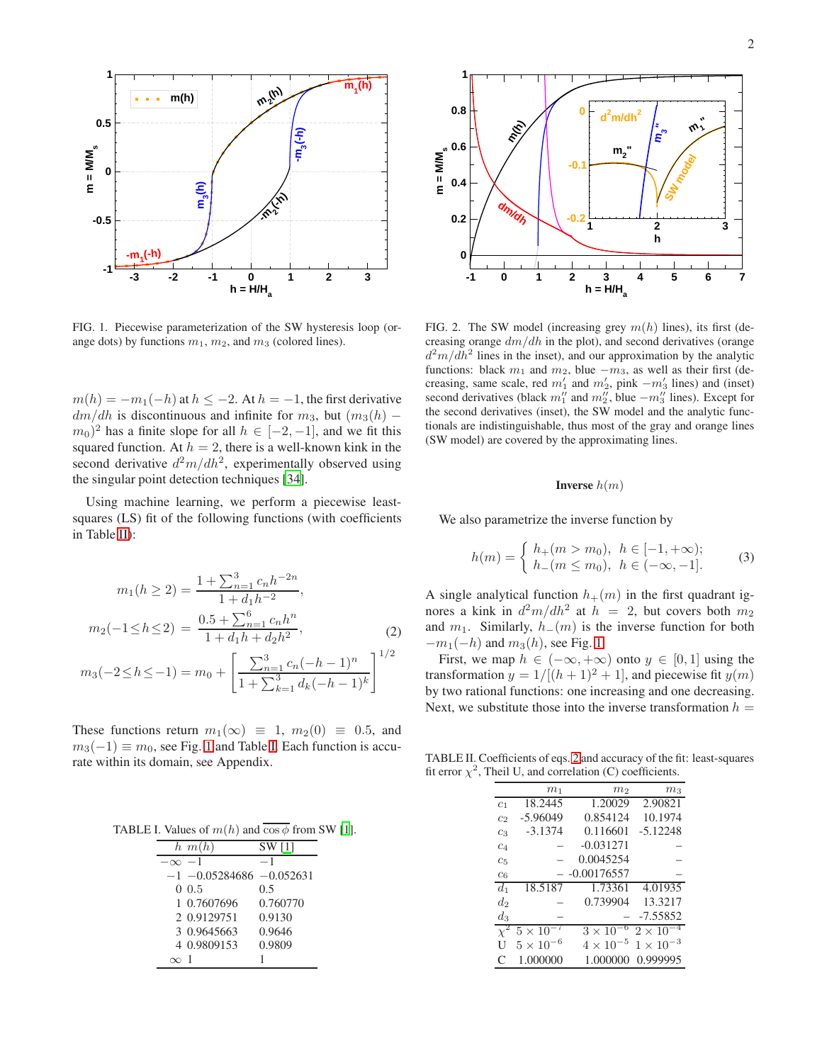FIG. 1. Piecewise parameterization of the SW hysteresis loop (orange dots) by functions $m_1$, $m_2$, and $m_3$ (colored lines).

FIG. 2. The SW model (increasing grey $m(h)$ lines), its first (decreasing orange $dm/dh$ in the plot), and second derivatives (orange $d^2m/dh^2$ lines in the inset), and our approximation by the analytic functions: black $m_1$ and $m_2$, blue $-m_3$, as well as their first (decreasing, same scale, red $m_1'$ and $m_2'$, pink $-m_3'$ lines) and (inset) second derivatives (black $m_1''$ and $m_2''$, blue $-m_3''$ lines). Except for the second derivatives (inset), the SW model and the analytic functionals are indistinguishable, thus most of the gray and orange lines (SW model) are covered by the approximating lines.

$m(h) = -m_1(-h)$ at $h \leq -2$. At $h = -1$, the first derivative $dm/dh$ is discontinuous and infinite for $m_3$, but $(m_3(h) - m_0)^2$ has a finite slope for all $h \in [-2, -1]$, and we fit this squared function. At $h = 2$, there is a well-known kink in the second derivative $d^2m/dh^2$, experimentally observed using the singular point detection techniques [34].

Using machine learning, we perform a piecewise least-squares (LS) fit of the following functions (with coefficients in Table II):

$$
\begin{aligned}
m_1(h \geq 2) &= \frac{1 + \sum_{n=1}^{3} c_n h^{-2n}}{1 + d_1 h^{-2}}, \\
m_2(-1 \leq h \leq 2) &= \frac{0.5 + \sum_{n=1}^{6} c_n h^n}{1 + d_1 h + d_2 h^2}, \\
m_3(-2 \leq h \leq -1) &= m_0 + \left[ \frac{\sum_{n=1}^{3} c_n (-h-1)^n}{1 + \sum_{k=1}^{3} d_k (-h-1)^k} \right]^{1/2}
\end{aligned}
\tag{2}
$$

These functions return $m_1(\infty) \equiv 1$, $m_2(0) \equiv 0.5$, and $m_3(-1) \equiv m_0$, see Fig. 1 and Table I. Each function is accurate within its domain, see Appendix.

TABLE I. Values of $m(h)$ and $\overline{\cos\phi}$ from SW [1].

| $h$ | $m(h)$ | SW [1] |
|---|---|---|
| $-\infty$ | $-1$ | $-1$ |
| $-1$ | $-0.05284686$ | $-0.052631$ |
| 0 | 0.5 | 0.5 |
| 1 | 0.7607696 | 0.760770 |
| 2 | 0.9129751 | 0.9130 |
| 3 | 0.9645663 | 0.9646 |
| 4 | 0.9809153 | 0.9809 |
| $\infty$ | 1 | 1 |

### Inverse $h(m)$

We also parametrize the inverse function by

$$
h(m) = \begin{cases} h_+(m > m_0), & h \in [-1, +\infty); \\ h_-(m \leq m_0), & h \in (-\infty, -1]. \end{cases}
\tag{3}
$$

A single analytical function $h_+(m)$ in the first quadrant ignores a kink in $d^2m/dh^2$ at $h = 2$, but covers both $m_2$ and $m_1$. Similarly, $h_-(m)$ is the inverse function for both $-m_1(-h)$ and $m_3(h)$, see Fig. 1.

First, we map $h \in (-\infty, +\infty)$ onto $y \in [0, 1]$ using the transformation $y = 1/[(h+1)^2 + 1]$, and piecewise fit $y(m)$ by two rational functions: one increasing and one decreasing. Next, we substitute those into the inverse transformation $h =$

TABLE II. Coefficients of eqs. 2 and accuracy of the fit: least-squares fit error $\chi^2$, Theil U, and correlation (C) coefficients.

| | $m_1$ | $m_2$ | $m_3$ |
|---|---|---|---|
| $c_1$ | 18.2445 | 1.20029 | 2.90821 |
| $c_2$ | -5.96049 | 0.854124 | 10.1974 |
| $c_3$ | -3.1374 | 0.116601 | -5.12248 |
| $c_4$ | – | -0.031271 | – |
| $c_5$ | – | 0.0045254 | – |
| $c_6$ | – | -0.00176557 | – |
| $d_1$ | 18.5187 | 1.73361 | 4.01935 |
| $d_2$ | – | 0.739904 | 13.3217 |
| $d_3$ | – | – | -7.55852 |
| $\chi^2$ | $5 \times 10^{-7}$ | $3 \times 10^{-6}$ | $2 \times 10^{-4}$ |
| U | $5 \times 10^{-6}$ | $4 \times 10^{-5}$ | $1 \times 10^{-3}$ |
| C | 1.000000 | 1.000000 | 0.999995 |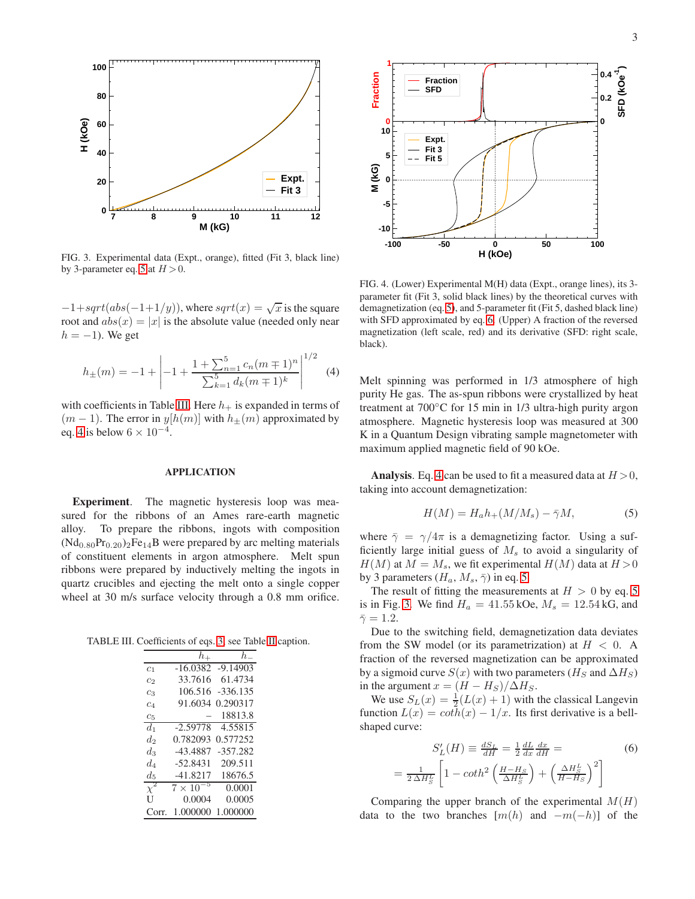FIG. 3. Experimental data (Expt., orange), fitted (Fit 3, black line) by 3-parameter eq. 5 at $H > 0$.

$-1+sqrt(abs(-1+1/y))$, where $sqrt(x) = \sqrt{x}$ is the square root and $abs(x) = |x|$ is the absolute value (needed only near $h = -1$). We get

$$h_{\pm}(m) = -1 + \left| -1 + \frac{1 + \sum_{n=1}^{5} c_n (m \mp 1)^n}{\sum_{k=1}^{5} d_k (m \mp 1)^k} \right|^{1/2} \quad (4)$$

with coefficients in Table III. Here $h_+$ is expanded in terms of $(m-1)$. The error in $y[h(m)]$ with $h_{\pm}(m)$ approximated by eq. 4 is below $6 \times 10^{-4}$.

## APPLICATION

**Experiment**. The magnetic hysteresis loop was measured for the ribbons of an Ames rare-earth magnetic alloy. To prepare the ribbons, ingots with composition $(Nd_{0.80}Pr_{0.20})_2Fe_{14}B$ were prepared by arc melting materials of constituent elements in argon atmosphere. Melt spun ribbons were prepared by inductively melting the ingots in quartz crucibles and ejecting the melt onto a single copper wheel at 30 m/s surface velocity through a 0.8 mm orifice.

TABLE III. Coefficients of eqs. 3, see Table II caption.

| | $h_+$ | $h_-$ |
|---|---|---|
| $c_1$ | -16.0382 | -9.14903 |
| $c_2$ | 33.7616 | 61.4734 |
| $c_3$ | 106.516 | -336.135 |
| $c_4$ | 91.6034 | 0.290317 |
| $c_5$ | – | 18813.8 |
| $d_1$ | -2.59778 | 4.55815 |
| $d_2$ | 0.782093 | 0.577252 |
| $d_3$ | -43.4887 | -357.282 |
| $d_4$ | -52.8431 | 209.511 |
| $d_5$ | -41.8217 | 18676.5 |
| $\chi^2$ | $7 \times 10^{-5}$ | 0.0001 |
| U | 0.0004 | 0.0005 |
| Corr. | 1.000000 | 1.000000 |

FIG. 4. (Lower) Experimental M(H) data (Expt., orange lines), its 3-parameter fit (Fit 3, solid black lines) by the theoretical curves with demagnetization (eq. 5), and 5-parameter fit (Fit 5, dashed black line) with SFD approximated by eq. 6. (Upper) A fraction of the reversed magnetization (left scale, red) and its derivative (SFD: right scale, black).

Melt spinning was performed in 1/3 atmosphere of high purity He gas. The as-spun ribbons were crystallized by heat treatment at 700°C for 15 min in 1/3 ultra-high purity argon atmosphere. Magnetic hysteresis loop was measured at 300 K in a Quantum Design vibrating sample magnetometer with maximum applied magnetic field of 90 kOe.

**Analysis**. Eq. 4 can be used to fit a measured data at $H > 0$, taking into account demagnetization:

$$H(M) = H_a h_+(M/M_s) - \bar{\gamma} M, \quad (5)$$

where $\bar{\gamma} = \gamma/4\pi$ is a demagnetizing factor. Using a sufficiently large initial guess of $M_s$ to avoid a singularity of $H(M)$ at $M = M_s$, we fit experimental $H(M)$ data at $H > 0$ by 3 parameters ($H_a$, $M_s$, $\bar{\gamma}$) in eq. 5.

The result of fitting the measurements at $H > 0$ by eq. 5 is in Fig. 3. We find $H_a = 41.55$ kOe, $M_s = 12.54$ kG, and $\bar{\gamma} = 1.2$.

Due to the switching field, demagnetization data deviates from the SW model (or its parametrization) at $H < 0$. A fraction of the reversed magnetization can be approximated by a sigmoid curve $S(x)$ with two parameters ($H_S$ and $\Delta H_S$) in the argument $x = (H - H_S)/\Delta H_S$.

We use $S_L(x) = \frac{1}{2}(L(x) + 1)$ with the classical Langevin function $L(x) = coth(x) - 1/x$. Its first derivative is a bell-shaped curve:

$$S'_L(H) \equiv \frac{dS_L}{dH} = \frac{1}{2}\frac{dL}{dx}\frac{dx}{dH} = \quad (6)$$
$$= \frac{1}{2\,\Delta H_S^L}\left[1 - coth^2\left(\frac{H - H_S}{\Delta H_S^L}\right) + \left(\frac{\Delta H_S^L}{H - H_S}\right)^2\right]$$

Comparing the upper branch of the experimental $M(H)$ data to the two branches $[m(h)$ and $-m(-h)]$ of the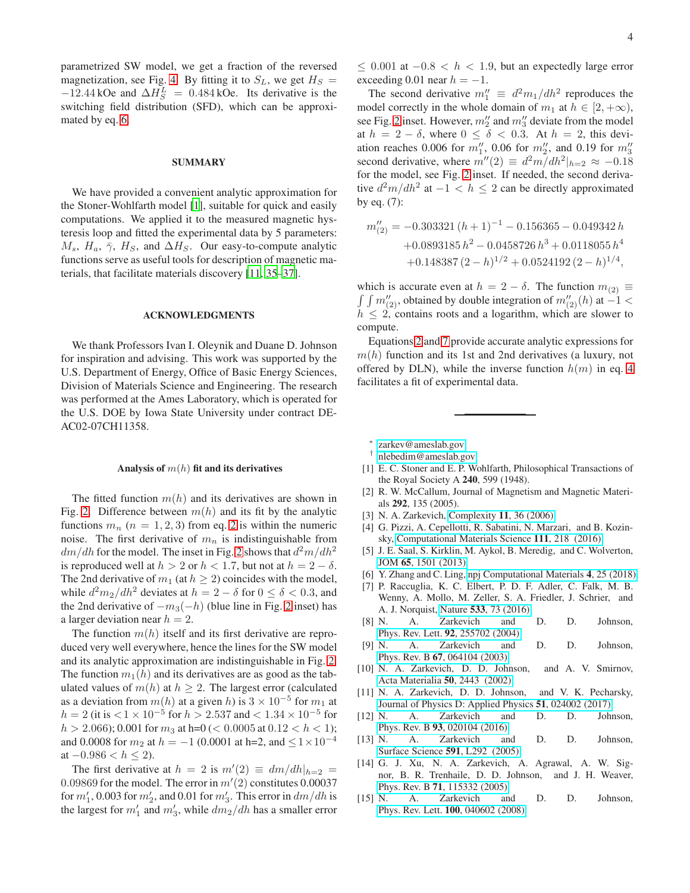parametrized SW model, we get a fraction of the reversed magnetization, see Fig. 4. By fitting it to $S_L$, we get $H_S = -12.44$ kOe and $\Delta H_S^L = 0.484$ kOe. Its derivative is the switching field distribution (SFD), which can be approximated by eq. 6.

## SUMMARY

We have provided a convenient analytic approximation for the Stoner-Wohlfarth model [1], suitable for quick and easily computations. We applied it to the measured magnetic hysteresis loop and fitted the experimental data by 5 parameters: $M_s$, $H_a$, $\bar{\gamma}$, $H_S$, and $\Delta H_S$. Our easy-to-compute analytic functions serve as useful tools for description of magnetic materials, that facilitate materials discovery [11, 35–37].

## ACKNOWLEDGMENTS

We thank Professors Ivan I. Oleynik and Duane D. Johnson for inspiration and advising. This work was supported by the U.S. Department of Energy, Office of Basic Energy Sciences, Division of Materials Science and Engineering. The research was performed at the Ames Laboratory, which is operated for the U.S. DOE by Iowa State University under contract DE-AC02-07CH11358.

### Analysis of $m(h)$ fit and its derivatives

The fitted function $m(h)$ and its derivatives are shown in Fig. 2. Difference between $m(h)$ and its fit by the analytic functions $m_n$ ($n = 1, 2, 3$) from eq. 2 is within the numeric noise. The first derivative of $m_n$ is indistinguishable from $dm/dh$ for the model. The inset in Fig. 2 shows that $d^2m/dh^2$ is reproduced well at $h > 2$ or $h < 1.7$, but not at $h = 2 - \delta$. The 2nd derivative of $m_1$ (at $h \geq 2$) coincides with the model, while $d^2m_2/dh^2$ deviates at $h = 2 - \delta$ for $0 \leq \delta < 0.3$, and the 2nd derivative of $-m_3(-h)$ (blue line in Fig. 2 inset) has a larger deviation near $h = 2$.

The function $m(h)$ itself and its first derivative are reproduced very well everywhere, hence the lines for the SW model and its analytic approximation are indistinguishable in Fig. 2. The function $m_1(h)$ and its derivatives are as good as the tabulated values of $m(h)$ at $h \geq 2$. The largest error (calculated as a deviation from $m(h)$ at a given $h$) is $3 \times 10^{-5}$ for $m_1$ at $h = 2$ (it is $< 1 \times 10^{-5}$ for $h > 2.537$ and $< 1.34 \times 10^{-5}$ for $h > 2.066$); 0.001 for $m_3$ at h=0 ($< 0.0005$ at $0.12 < h < 1$); and 0.0008 for $m_2$ at $h = -1$ (0.0001 at h=2, and $\leq 1 \times 10^{-4}$ at $-0.986 < h \leq 2$).

The first derivative at $h = 2$ is $m'(2) \equiv dm/dh|_{h=2} = 0.09869$ for the model. The error in $m'(2)$ constitutes 0.00037 for $m'_1$, 0.003 for $m'_2$, and 0.01 for $m'_3$. This error in $dm/dh$ is the largest for $m'_1$ and $m'_3$, while $dm_2/dh$ has a smaller error $\leq 0.001$ at $-0.8 < h < 1.9$, but an expectedly large error exceeding 0.01 near $h = -1$.

The second derivative $m''_1 \equiv d^2m_1/dh^2$ reproduces the model correctly in the whole domain of $m_1$ at $h \in [2, +\infty)$, see Fig. 2 inset. However, $m''_2$ and $m''_3$ deviate from the model at $h = 2 - \delta$, where $0 \leq \delta < 0.3$. At $h = 2$, this deviation reaches 0.006 for $m''_1$, 0.06 for $m''_2$, and 0.19 for $m''_3$ second derivative, where $m''(2) \equiv d^2m/dh^2|_{h=2} \approx -0.18$ for the model, see Fig. 2 inset. If needed, the second derivative $d^2m/dh^2$ at $-1 < h \leq 2$ can be directly approximated by eq. (7):

$$
\begin{aligned}
m''_{(2)} = &-0.303321\,(h+1)^{-1} - 0.156365 - 0.049342\,h \\
&+0.0893185\,h^2 - 0.0458726\,h^3 + 0.0118055\,h^4 \\
&+0.148387\,(2-h)^{1/2} + 0.0524192\,(2-h)^{1/4},
\end{aligned}
$$

which is accurate even at $h = 2 - \delta$. The function $m_{(2)} \equiv \int\int m''_{(2)}$, obtained by double integration of $m''_{(2)}(h)$ at $-1 < h \leq 2$, contains roots and a logarithm, which are slower to compute.

Equations 2 and 7 provide accurate analytic expressions for $m(h)$ function and its 1st and 2nd derivatives (a luxury, not offered by DLN), while the inverse function $h(m)$ in eq. 4 facilitates a fit of experimental data.

---

* zarkev@ameslab.gov
† nlebedim@ameslab.gov

[1] E. C. Stoner and E. P. Wohlfarth, Philosophical Transactions of the Royal Society A **240**, 599 (1948).
[2] R. W. McCallum, Journal of Magnetism and Magnetic Materials **292**, 135 (2005).
[3] N. A. Zarkevich, Complexity **11**, 36 (2006).
[4] G. Pizzi, A. Cepellotti, R. Sabatini, N. Marzari, and B. Kozinsky, Computational Materials Science **111**, 218 (2016).
[5] J. E. Saal, S. Kirklin, M. Aykol, B. Meredig, and C. Wolverton, JOM **65**, 1501 (2013).
[6] Y. Zhang and C. Ling, npj Computational Materials **4**, 25 (2018).
[7] P. Raccuglia, K. C. Elbert, P. D. F. Adler, C. Falk, M. B. Wenny, A. Mollo, M. Zeller, S. A. Friedler, J. Schrier, and A. J. Norquist, Nature **533**, 73 (2016).
[8] N. A. Zarkevich and D. D. Johnson, Phys. Rev. Lett. **92**, 255702 (2004).
[9] N. A. Zarkevich and D. D. Johnson, Phys. Rev. B **67**, 064104 (2003).
[10] N. A. Zarkevich, D. D. Johnson, and A. V. Smirnov, Acta Materialia **50**, 2443 (2002).
[11] N. A. Zarkevich, D. D. Johnson, and V. K. Pecharsky, Journal of Physics D: Applied Physics **51**, 024002 (2017).
[12] N. A. Zarkevich and D. D. Johnson, Phys. Rev. B **93**, 020104 (2016).
[13] N. A. Zarkevich and D. D. Johnson, Surface Science **591**, L292 (2005).
[14] G. J. Xu, N. A. Zarkevich, A. Agrawal, A. W. Signor, B. R. Trenhaile, D. D. Johnson, and J. H. Weaver, Phys. Rev. B **71**, 115332 (2005).
[15] N. A. Zarkevich and D. D. Johnson, Phys. Rev. Lett. **100**, 040602 (2008).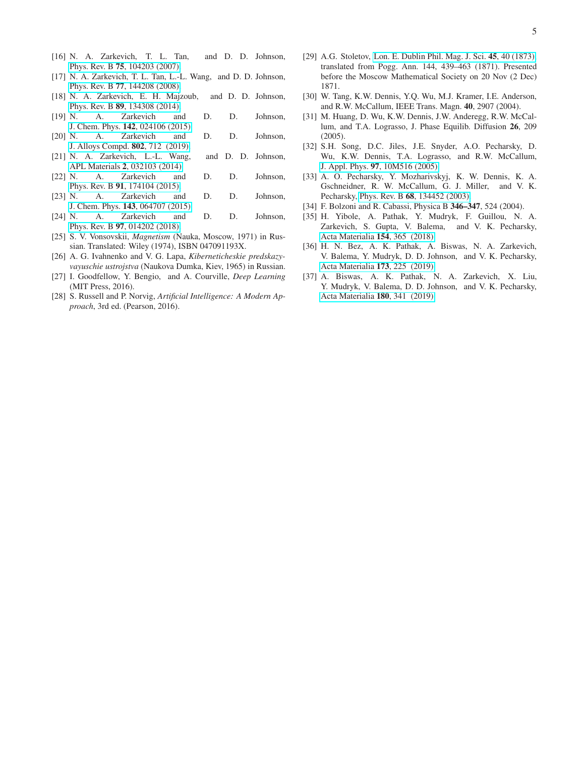[16] N. A. Zarkevich, T. L. Tan, and D. D. Johnson, Phys. Rev. B **75**, 104203 (2007).

[17] N. A. Zarkevich, T. L. Tan, L.-L. Wang, and D. D. Johnson, Phys. Rev. B **77**, 144208 (2008).

[18] N. A. Zarkevich, E. H. Majzoub, and D. D. Johnson, Phys. Rev. B **89**, 134308 (2014).

[19] N. A. Zarkevich and D. D. Johnson, J. Chem. Phys. **142**, 024106 (2015).

[20] N. A. Zarkevich and D. D. Johnson, J. Alloys Compd. **802**, 712 (2019).

[21] N. A. Zarkevich, L.-L. Wang, and D. D. Johnson, APL Materials **2**, 032103 (2014).

[22] N. A. Zarkevich and D. D. Johnson, Phys. Rev. B **91**, 174104 (2015).

[23] N. A. Zarkevich and D. D. Johnson, J. Chem. Phys. **143**, 064707 (2015).

[24] N. A. Zarkevich and D. D. Johnson, Phys. Rev. B **97**, 014202 (2018).

[25] S. V. Vonsovskii, *Magnetism* (Nauka, Moscow, 1971) in Russian. Translated: Wiley (1974), ISBN 047091193X.

[26] A. G. Ivahnenko and V. G. Lapa, *Kiberneticheskie predskazyvayuschie ustrojstva* (Naukova Dumka, Kiev, 1965) in Russian.

[27] I. Goodfellow, Y. Bengio, and A. Courville, *Deep Learning* (MIT Press, 2016).

[28] S. Russell and P. Norvig, *Artificial Intelligence: A Modern Approach*, 3rd ed. (Pearson, 2016).

[29] A.G. Stoletov, Lon. E. Dublin Phil. Mag. J. Sci. **45**, 40 (1873) translated from Pogg. Ann. 144, 439–463 (1871). Presented before the Moscow Mathematical Society on 20 Nov (2 Dec) 1871.

[30] W. Tang, K.W. Dennis, Y.Q. Wu, M.J. Kramer, I.E. Anderson, and R.W. McCallum, IEEE Trans. Magn. **40**, 2907 (2004).

[31] M. Huang, D. Wu, K.W. Dennis, J.W. Anderegg, R.W. McCallum, and T.A. Lograsso, J. Phase Equilib. Diffusion **26**, 209 (2005).

[32] S.H. Song, D.C. Jiles, J.E. Snyder, A.O. Pecharsky, D. Wu, K.W. Dennis, T.A. Lograsso, and R.W. McCallum, J. Appl. Phys. **97**, 10M516 (2005).

[33] A. O. Pecharsky, Y. Mozharivskyj, K. W. Dennis, K. A. Gschneidner, R. W. McCallum, G. J. Miller, and V. K. Pecharsky, Phys. Rev. B **68**, 134452 (2003).

[34] F. Bolzoni and R. Cabassi, Physica B **346–347**, 524 (2004).

[35] H. Yibole, A. Pathak, Y. Mudryk, F. Guillou, N. A. Zarkevich, S. Gupta, V. Balema, and V. K. Pecharsky, Acta Materialia **154**, 365 (2018).

[36] H. N. Bez, A. K. Pathak, A. Biswas, N. A. Zarkevich, V. Balema, Y. Mudryk, D. D. Johnson, and V. K. Pecharsky, Acta Materialia **173**, 225 (2019).

[37] A. Biswas, A. K. Pathak, N. A. Zarkevich, X. Liu, Y. Mudryk, V. Balema, D. D. Johnson, and V. K. Pecharsky, Acta Materialia **180**, 341 (2019).